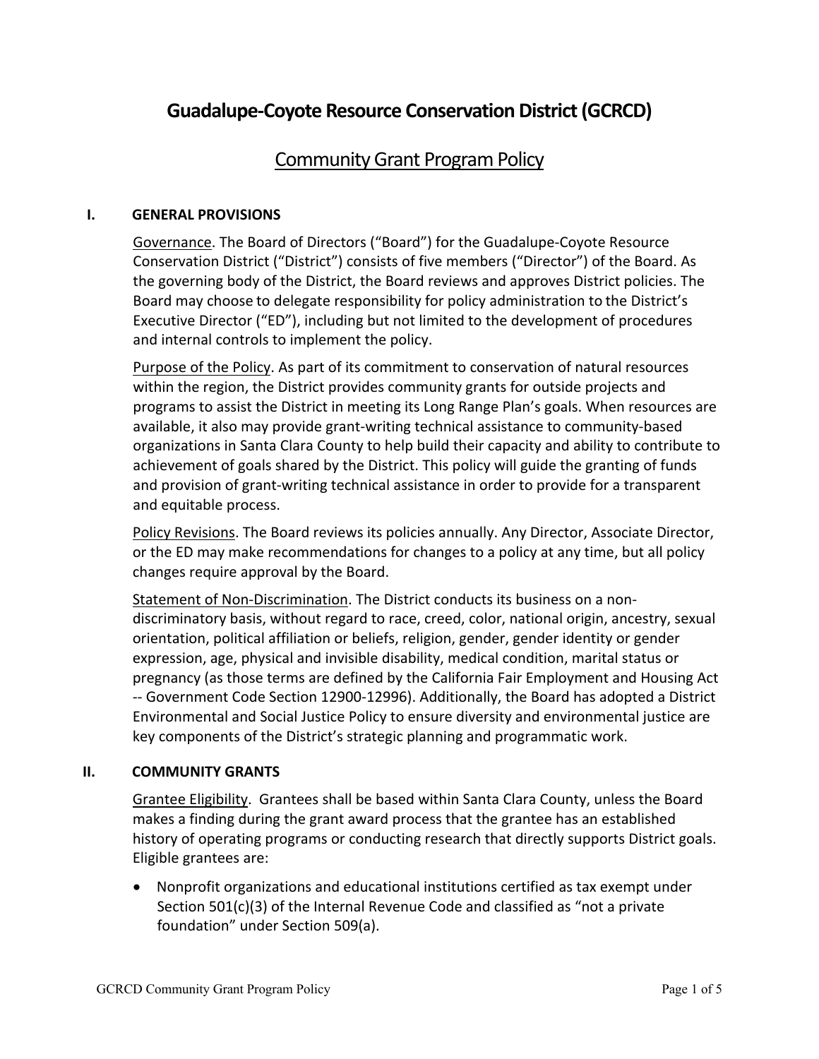# Guadalupe-Coyote Resource Conservation District (GCRCD)

## Community Grant Program Policy

### I. GENERAL PROVISIONS

Governance. The Board of Directors ("Board") for the Guadalupe-Coyote Resource Conservation District ("District") consists of five members ("Director") of the Board. As the governing body of the District, the Board reviews and approves District policies. The Board may choose to delegate responsibility for policy administration to the District's Executive Director ("ED"), including but not limited to the development of procedures and internal controls to implement the policy.

Purpose of the Policy. As part of its commitment to conservation of natural resources within the region, the District provides community grants for outside projects and programs to assist the District in meeting its Long Range Plan's goals. When resources are available, it also may provide grant-writing technical assistance to community-based organizations in Santa Clara County to help build their capacity and ability to contribute to achievement of goals shared by the District. This policy will guide the granting of funds and provision of grant-writing technical assistance in order to provide for a transparent and equitable process.

Policy Revisions. The Board reviews its policies annually. Any Director, Associate Director, or the ED may make recommendations for changes to a policy at any time, but all policy changes require approval by the Board.

Statement of Non-Discrimination. The District conducts its business on a non-discriminatory basis, without regard to race, creed, color, national origin, ancestry, sexual orientation, political affiliation or beliefs, religion, gender, gender identity or gender expression, age, physical and invisible disability, medical condition, marital status or pregnancy (as those terms are defined by the California Fair Employment and Housing Act -- Government Code Section 12900-12996). Additionally, the Board has adopted a District Environmental and Social Justice Policy to ensure diversity and environmental justice are key components of the District's strategic planning and programmatic work.

### II. COMMUNITY GRANTS

Grantee Eligibility. Grantees shall be based within Santa Clara County, unless the Board makes a finding during the grant award process that the grantee has an established history of operating programs or conducting research that directly supports District goals. Eligible grantees are:

- Nonprofit organizations and educational institutions certified as tax exempt under Section 501(c)(3) of the Internal Revenue Code and classified as "not a private foundation" under Section 509(a).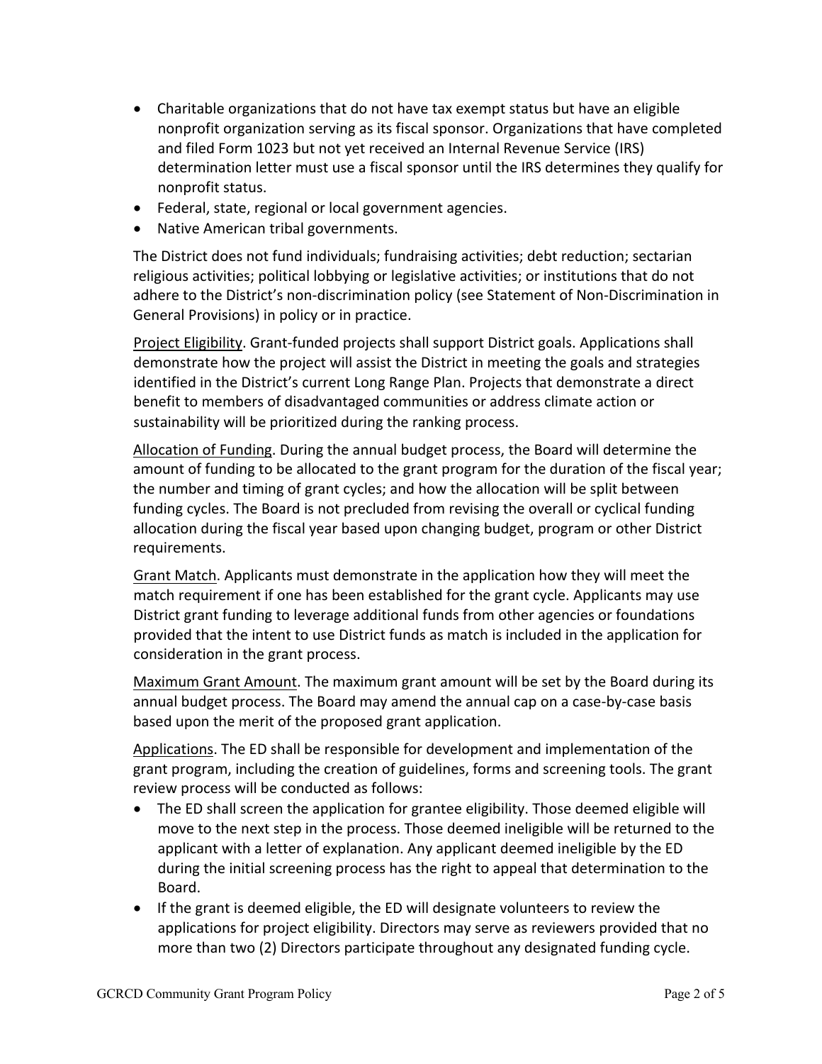- Charitable organizations that do not have tax exempt status but have an eligible nonprofit organization serving as its fiscal sponsor. Organizations that have completed and filed Form 1023 but not yet received an Internal Revenue Service (IRS) determination letter must use a fiscal sponsor until the IRS determines they qualify for nonprofit status.
- Federal, state, regional or local government agencies.
- Native American tribal governments.

The District does not fund individuals; fundraising activities; debt reduction; sectarian religious activities; political lobbying or legislative activities; or institutions that do not adhere to the District's non-discrimination policy (see Statement of Non-Discrimination in General Provisions) in policy or in practice.

<u>Project Eligibility</u>. Grant-funded projects shall support District goals. Applications shall demonstrate how the project will assist the District in meeting the goals and strategies identified in the District's current Long Range Plan. Projects that demonstrate a direct benefit to members of disadvantaged communities or address climate action or sustainability will be prioritized during the ranking process.

<u>Allocation of Funding</u>. During the annual budget process, the Board will determine the amount of funding to be allocated to the grant program for the duration of the fiscal year; the number and timing of grant cycles; and how the allocation will be split between funding cycles. The Board is not precluded from revising the overall or cyclical funding allocation during the fiscal year based upon changing budget, program or other District requirements.

<u>Grant Match</u>. Applicants must demonstrate in the application how they will meet the match requirement if one has been established for the grant cycle. Applicants may use District grant funding to leverage additional funds from other agencies or foundations provided that the intent to use District funds as match is included in the application for consideration in the grant process.

<u>Maximum Grant Amount</u>. The maximum grant amount will be set by the Board during its annual budget process. The Board may amend the annual cap on a case-by-case basis based upon the merit of the proposed grant application.

<u>Applications</u>. The ED shall be responsible for development and implementation of the grant program, including the creation of guidelines, forms and screening tools. The grant review process will be conducted as follows:

- The ED shall screen the application for grantee eligibility. Those deemed eligible will move to the next step in the process. Those deemed ineligible will be returned to the applicant with a letter of explanation. Any applicant deemed ineligible by the ED during the initial screening process has the right to appeal that determination to the Board.
- If the grant is deemed eligible, the ED will designate volunteers to review the applications for project eligibility. Directors may serve as reviewers provided that no more than two (2) Directors participate throughout any designated funding cycle.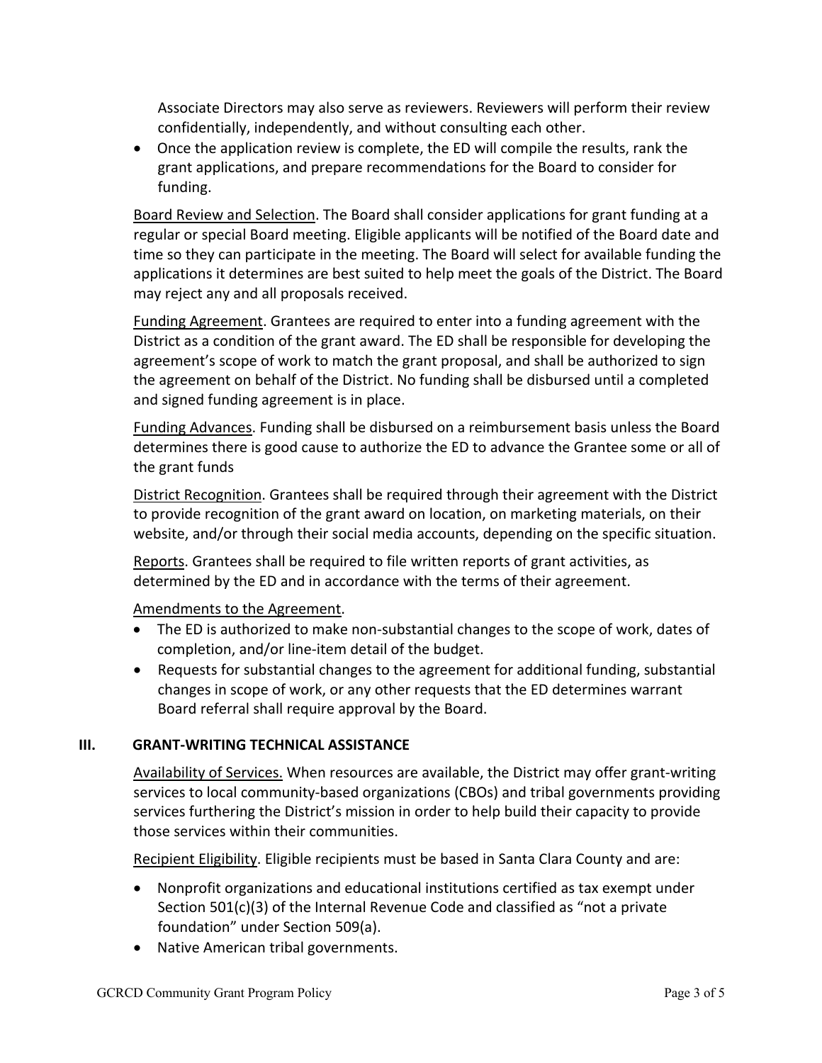Associate Directors may also serve as reviewers. Reviewers will perform their review confidentially, independently, and without consulting each other.

- Once the application review is complete, the ED will compile the results, rank the grant applications, and prepare recommendations for the Board to consider for funding.

<u>Board Review and Selection</u>. The Board shall consider applications for grant funding at a regular or special Board meeting. Eligible applicants will be notified of the Board date and time so they can participate in the meeting. The Board will select for available funding the applications it determines are best suited to help meet the goals of the District. The Board may reject any and all proposals received.

<u>Funding Agreement</u>. Grantees are required to enter into a funding agreement with the District as a condition of the grant award. The ED shall be responsible for developing the agreement's scope of work to match the grant proposal, and shall be authorized to sign the agreement on behalf of the District. No funding shall be disbursed until a completed and signed funding agreement is in place.

<u>Funding Advances</u>. Funding shall be disbursed on a reimbursement basis unless the Board determines there is good cause to authorize the ED to advance the Grantee some or all of the grant funds

<u>District Recognition</u>. Grantees shall be required through their agreement with the District to provide recognition of the grant award on location, on marketing materials, on their website, and/or through their social media accounts, depending on the specific situation.

<u>Reports</u>. Grantees shall be required to file written reports of grant activities, as determined by the ED and in accordance with the terms of their agreement.

<u>Amendments to the Agreement</u>.

- The ED is authorized to make non-substantial changes to the scope of work, dates of completion, and/or line-item detail of the budget.
- Requests for substantial changes to the agreement for additional funding, substantial changes in scope of work, or any other requests that the ED determines warrant Board referral shall require approval by the Board.

## III. GRANT-WRITING TECHNICAL ASSISTANCE

<u>Availability of Services.</u> When resources are available, the District may offer grant-writing services to local community-based organizations (CBOs) and tribal governments providing services furthering the District's mission in order to help build their capacity to provide those services within their communities.

<u>Recipient Eligibility</u>. Eligible recipients must be based in Santa Clara County and are:

- Nonprofit organizations and educational institutions certified as tax exempt under Section 501(c)(3) of the Internal Revenue Code and classified as "not a private foundation" under Section 509(a).
- Native American tribal governments.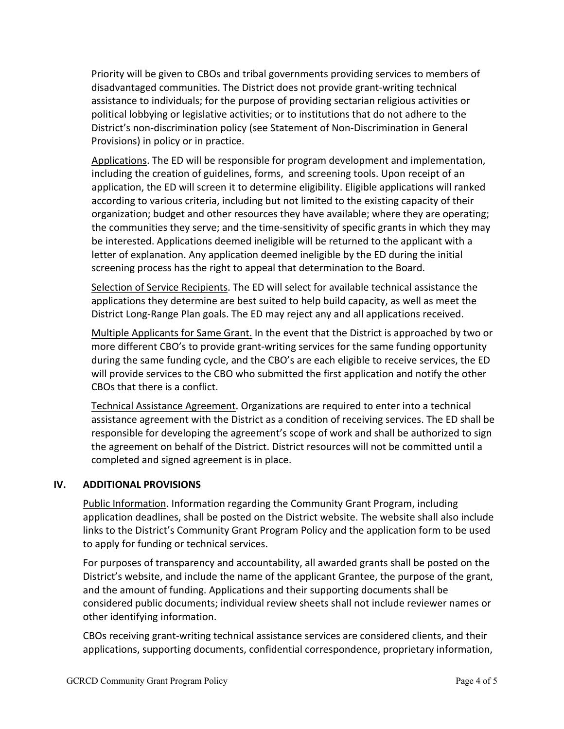Priority will be given to CBOs and tribal governments providing services to members of disadvantaged communities. The District does not provide grant-writing technical assistance to individuals; for the purpose of providing sectarian religious activities or political lobbying or legislative activities; or to institutions that do not adhere to the District's non-discrimination policy (see Statement of Non-Discrimination in General Provisions) in policy or in practice.

Applications. The ED will be responsible for program development and implementation, including the creation of guidelines, forms, and screening tools. Upon receipt of an application, the ED will screen it to determine eligibility. Eligible applications will ranked according to various criteria, including but not limited to the existing capacity of their organization; budget and other resources they have available; where they are operating; the communities they serve; and the time-sensitivity of specific grants in which they may be interested. Applications deemed ineligible will be returned to the applicant with a letter of explanation. Any application deemed ineligible by the ED during the initial screening process has the right to appeal that determination to the Board.

Selection of Service Recipients. The ED will select for available technical assistance the applications they determine are best suited to help build capacity, as well as meet the District Long-Range Plan goals. The ED may reject any and all applications received.

Multiple Applicants for Same Grant. In the event that the District is approached by two or more different CBO's to provide grant-writing services for the same funding opportunity during the same funding cycle, and the CBO's are each eligible to receive services, the ED will provide services to the CBO who submitted the first application and notify the other CBOs that there is a conflict.

Technical Assistance Agreement. Organizations are required to enter into a technical assistance agreement with the District as a condition of receiving services. The ED shall be responsible for developing the agreement's scope of work and shall be authorized to sign the agreement on behalf of the District. District resources will not be committed until a completed and signed agreement is in place.

## IV. ADDITIONAL PROVISIONS

Public Information. Information regarding the Community Grant Program, including application deadlines, shall be posted on the District website. The website shall also include links to the District's Community Grant Program Policy and the application form to be used to apply for funding or technical services.

For purposes of transparency and accountability, all awarded grants shall be posted on the District's website, and include the name of the applicant Grantee, the purpose of the grant, and the amount of funding. Applications and their supporting documents shall be considered public documents; individual review sheets shall not include reviewer names or other identifying information.

CBOs receiving grant-writing technical assistance services are considered clients, and their applications, supporting documents, confidential correspondence, proprietary information,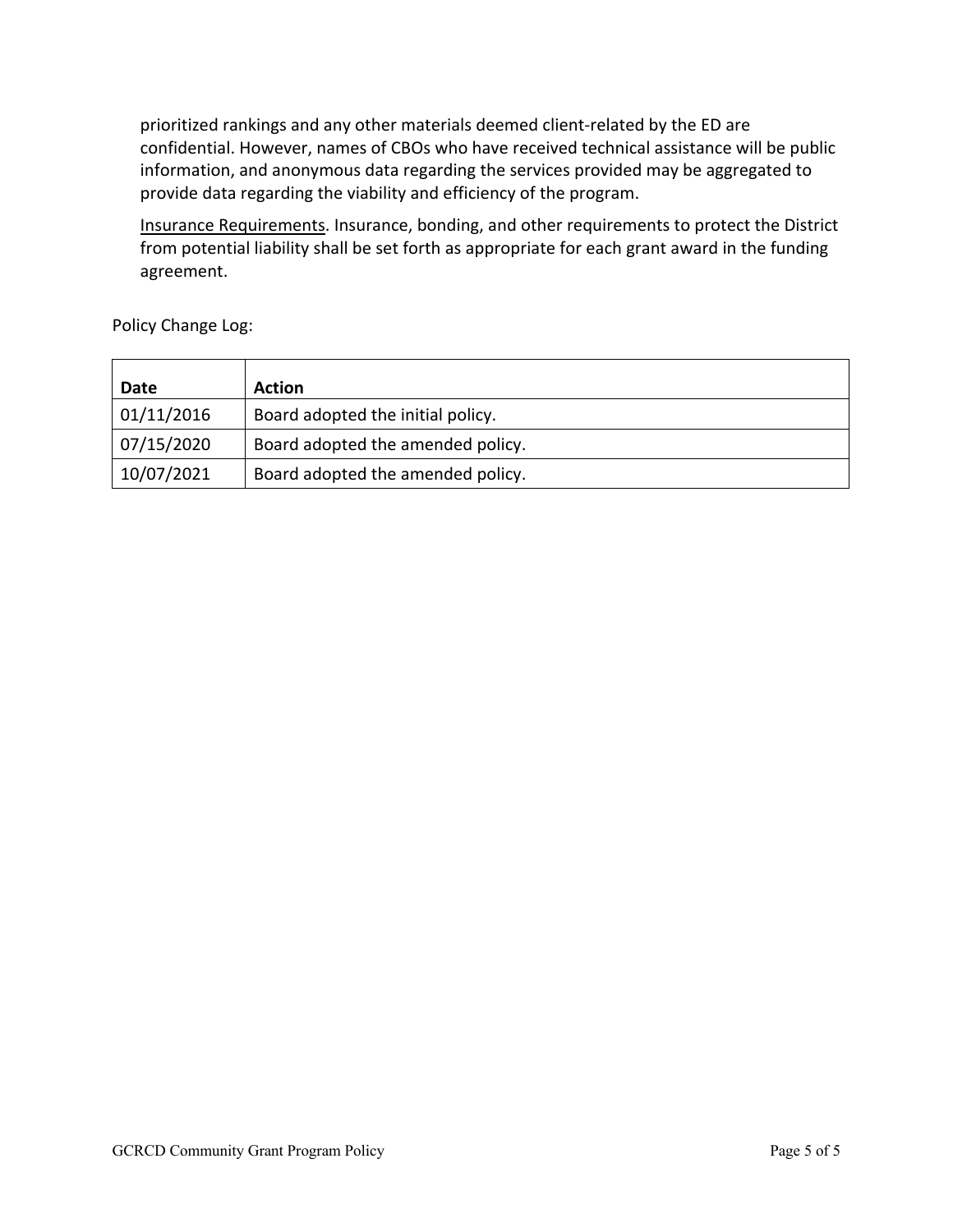prioritized rankings and any other materials deemed client-related by the ED are confidential. However, names of CBOs who have received technical assistance will be public information, and anonymous data regarding the services provided may be aggregated to provide data regarding the viability and efficiency of the program.

<u>Insurance Requirements</u>. Insurance, bonding, and other requirements to protect the District from potential liability shall be set forth as appropriate for each grant award in the funding agreement.

Policy Change Log:

| **Date** | **Action** |
|---|---|
| 01/11/2016 | Board adopted the initial policy. |
| 07/15/2020 | Board adopted the amended policy. |
| 10/07/2021 | Board adopted the amended policy. |